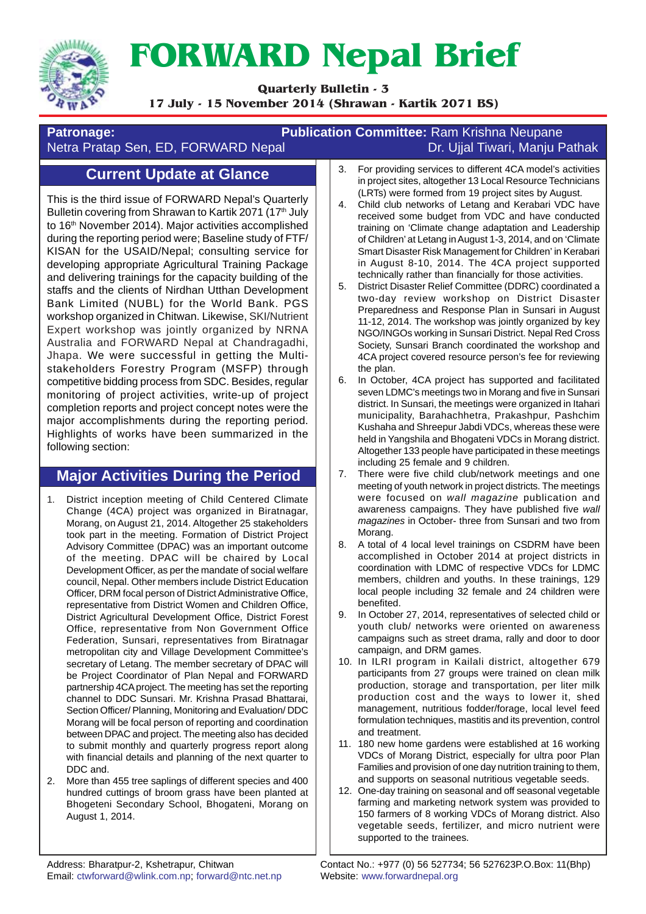# FORWARD Nepal Brief

**Quarterly Bulletin - 3**

**17 July - 15 November 2014 (Shrawan - Kartik 2071 BS)**

**Patronage:**
Netra Pratap Sen, ED, FORWARD Nepal

**Publication Committee:** Ram Krishna Neupane
Dr. Ujjal Tiwari, Manju Pathak

## Current Update at Glance

This is the third issue of FORWARD Nepal's Quarterly Bulletin covering from Shrawan to Kartik 2071 (17th July to 16th November 2014). Major activities accomplished during the reporting period were; Baseline study of FTF/KISAN for the USAID/Nepal; consulting service for developing appropriate Agricultural Training Package and delivering trainings for the capacity building of the staffs and the clients of Nirdhan Utthan Development Bank Limited (NUBL) for the World Bank. PGS workshop organized in Chitwan. Likewise, SKI/Nutrient Expert workshop was jointly organized by NRNA Australia and FORWARD Nepal at Chandragadhi, Jhapa. We were successful in getting the Multi-stakeholders Forestry Program (MSFP) through competitive bidding process from SDC. Besides, regular monitoring of project activities, write-up of project completion reports and project concept notes were the major accomplishments during the reporting period. Highlights of works have been summarized in the following section:

## Major Activities During the Period

1. District inception meeting of Child Centered Climate Change (4CA) project was organized in Biratnagar, Morang, on August 21, 2014. Altogether 25 stakeholders took part in the meeting. Formation of District Project Advisory Committee (DPAC) was an important outcome of the meeting. DPAC will be chaired by Local Development Officer, as per the mandate of social welfare council, Nepal. Other members include District Education Officer, DRM focal person of District Administrative Office, representative from District Women and Children Office, District Agricultural Development Office, District Forest Office, representative from Non Government Office Federation, Sunsari, representatives from Biratnagar metropolitan city and Village Development Committee's secretary of Letang. The member secretary of DPAC will be Project Coordinator of Plan Nepal and FORWARD partnership 4CA project. The meeting has set the reporting channel to DDC Sunsari. Mr. Krishna Prasad Bhattarai, Section Officer/ Planning, Monitoring and Evaluation/ DDC Morang will be focal person of reporting and coordination between DPAC and project. The meeting also has decided to submit monthly and quarterly progress report along with financial details and planning of the next quarter to DDC and.
2. More than 455 tree saplings of different species and 400 hundred cuttings of broom grass have been planted at Bhogeteni Secondary School, Bhogateni, Morang on August 1, 2014.
3. For providing services to different 4CA model's activities in project sites, altogether 13 Local Resource Technicians (LRTs) were formed from 19 project sites by August.
4. Child club networks of Letang and Kerabari VDC have received some budget from VDC and have conducted training on 'Climate change adaptation and Leadership of Children' at Letang in August 1-3, 2014, and on 'Climate Smart Disaster Risk Management for Children' in Kerabari in August 8-10, 2014. The 4CA project supported technically rather than financially for those activities.
5. District Disaster Relief Committee (DDRC) coordinated a two-day review workshop on District Disaster Preparedness and Response Plan in Sunsari in August 11-12, 2014. The workshop was jointly organized by key NGO/INGOs working in Sunsari District. Nepal Red Cross Society, Sunsari Branch coordinated the workshop and 4CA project covered resource person's fee for reviewing the plan.
6. In October, 4CA project has supported and facilitated seven LDMC's meetings two in Morang and five in Sunsari district. In Sunsari, the meetings were organized in Itahari municipality, Barahachhetra, Prakashpur, Pashchim Kushaha and Shreepur Jabdi VDCs, whereas these were held in Yangshila and Bhogateni VDCs in Morang district. Altogether 133 people have participated in these meetings including 25 female and 9 children.
7. There were five child club/network meetings and one meeting of youth network in project districts. The meetings were focused on *wall magazine* publication and awareness campaigns. They have published five *wall magazines* in October- three from Sunsari and two from Morang.
8. A total of 4 local level trainings on CSDRM have been accomplished in October 2014 at project districts in coordination with LDMC of respective VDCs for LDMC members, children and youths. In these trainings, 129 local people including 32 female and 24 children were benefited.
9. In October 27, 2014, representatives of selected child or youth club/ networks were oriented on awareness campaigns such as street drama, rally and door to door campaign, and DRM games.
10. In ILRI program in Kailali district, altogether 679 participants from 27 groups were trained on clean milk production, storage and transportation, per liter milk production cost and the ways to lower it, shed management, nutritious fodder/forage, local level feed formulation techniques, mastitis and its prevention, control and treatment.
11. 180 new home gardens were established at 16 working VDCs of Morang District, especially for ultra poor Plan Families and provision of one day nutrition training to them, and supports on seasonal nutritious vegetable seeds.
12. One-day training on seasonal and off seasonal vegetable farming and marketing network system was provided to 150 farmers of 8 working VDCs of Morang district. Also vegetable seeds, fertilizer, and micro nutrient were supported to the trainees.

Address: Bharatpur-2, Kshetrapur, Chitwan
Email: ctwforward@wlink.com.np; forward@ntc.net.np

Contact No.: +977 (0) 56 527734; 56 527623P.O.Box: 11(Bhp)
Website: www.forwardnepal.org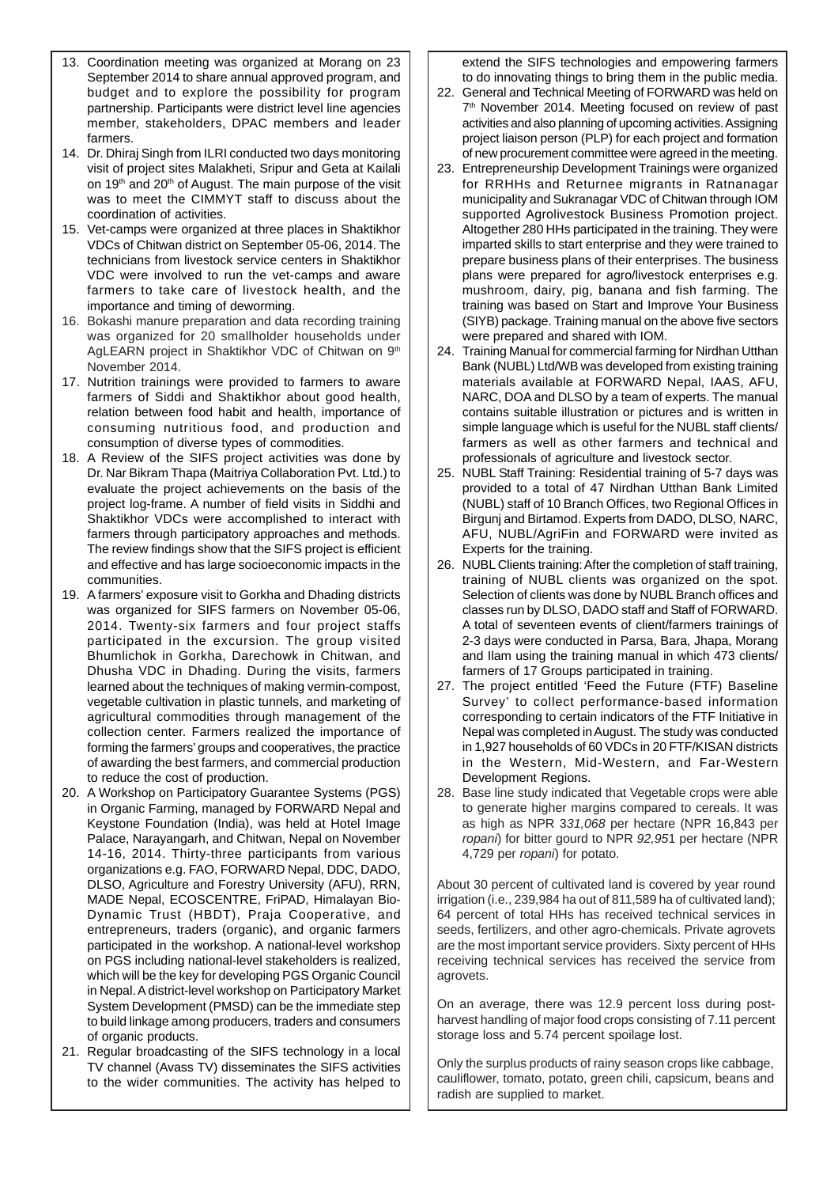13. Coordination meeting was organized at Morang on 23 September 2014 to share annual approved program, and budget and to explore the possibility for program partnership. Participants were district level line agencies member, stakeholders, DPAC members and leader farmers.
14. Dr. Dhiraj Singh from ILRI conducted two days monitoring visit of project sites Malakheti, Sripur and Geta at Kailali on 19th and 20th of August. The main purpose of the visit was to meet the CIMMYT staff to discuss about the coordination of activities.
15. Vet-camps were organized at three places in Shaktikhor VDCs of Chitwan district on September 05-06, 2014. The technicians from livestock service centers in Shaktikhor VDC were involved to run the vet-camps and aware farmers to take care of livestock health, and the importance and timing of deworming.
16. Bokashi manure preparation and data recording training was organized for 20 smallholder households under AgLEARN project in Shaktikhor VDC of Chitwan on 9th November 2014.
17. Nutrition trainings were provided to farmers to aware farmers of Siddi and Shaktikhor about good health, relation between food habit and health, importance of consuming nutritious food, and production and consumption of diverse types of commodities.
18. A Review of the SIFS project activities was done by Dr. Nar Bikram Thapa (Maitriya Collaboration Pvt. Ltd.) to evaluate the project achievements on the basis of the project log-frame. A number of field visits in Siddhi and Shaktikhor VDCs were accomplished to interact with farmers through participatory approaches and methods. The review findings show that the SIFS project is efficient and effective and has large socioeconomic impacts in the communities.
19. A farmers' exposure visit to Gorkha and Dhading districts was organized for SIFS farmers on November 05-06, 2014. Twenty-six farmers and four project staffs participated in the excursion. The group visited Bhumlichok in Gorkha, Darechowk in Chitwan, and Dhusha VDC in Dhading. During the visits, farmers learned about the techniques of making vermin-compost, vegetable cultivation in plastic tunnels, and marketing of agricultural commodities through management of the collection center. Farmers realized the importance of forming the farmers' groups and cooperatives, the practice of awarding the best farmers, and commercial production to reduce the cost of production.
20. A Workshop on Participatory Guarantee Systems (PGS) in Organic Farming, managed by FORWARD Nepal and Keystone Foundation (India), was held at Hotel Image Palace, Narayangarh, and Chitwan, Nepal on November 14-16, 2014. Thirty-three participants from various organizations e.g. FAO, FORWARD Nepal, DDC, DADO, DLSO, Agriculture and Forestry University (AFU), RRN, MADE Nepal, ECOSCENTRE, FriPAD, Himalayan Bio-Dynamic Trust (HBDT), Praja Cooperative, and entrepreneurs, traders (organic), and organic farmers participated in the workshop. A national-level workshop on PGS including national-level stakeholders is realized, which will be the key for developing PGS Organic Council in Nepal. A district-level workshop on Participatory Market System Development (PMSD) can be the immediate step to build linkage among producers, traders and consumers of organic products.
21. Regular broadcasting of the SIFS technology in a local TV channel (Avass TV) disseminates the SIFS activities to the wider communities. The activity has helped to extend the SIFS technologies and empowering farmers to do innovating things to bring them in the public media.
22. General and Technical Meeting of FORWARD was held on 7th November 2014. Meeting focused on review of past activities and also planning of upcoming activities. Assigning project liaison person (PLP) for each project and formation of new procurement committee were agreed in the meeting.
23. Entrepreneurship Development Trainings were organized for RRHHs and Returnee migrants in Ratnanagar municipality and Sukranagar VDC of Chitwan through IOM supported Agrolivestock Business Promotion project. Altogether 280 HHs participated in the training. They were imparted skills to start enterprise and they were trained to prepare business plans of their enterprises. The business plans were prepared for agro/livestock enterprises e.g. mushroom, dairy, pig, banana and fish farming. The training was based on Start and Improve Your Business (SIYB) package. Training manual on the above five sectors were prepared and shared with IOM.
24. Training Manual for commercial farming for Nirdhan Utthan Bank (NUBL) Ltd/WB was developed from existing training materials available at FORWARD Nepal, IAAS, AFU, NARC, DOA and DLSO by a team of experts. The manual contains suitable illustration or pictures and is written in simple language which is useful for the NUBL staff clients/ farmers as well as other farmers and technical and professionals of agriculture and livestock sector.
25. NUBL Staff Training: Residential training of 5-7 days was provided to a total of 47 Nirdhan Utthan Bank Limited (NUBL) staff of 10 Branch Offices, two Regional Offices in Birgunj and Birtamod. Experts from DADO, DLSO, NARC, AFU, NUBL/AgriFin and FORWARD were invited as Experts for the training.
26. NUBL Clients training: After the completion of staff training, training of NUBL clients was organized on the spot. Selection of clients was done by NUBL Branch offices and classes run by DLSO, DADO staff and Staff of FORWARD. A total of seventeen events of client/farmers trainings of 2-3 days were conducted in Parsa, Bara, Jhapa, Morang and Ilam using the training manual in which 473 clients/ farmers of 17 Groups participated in training.
27. The project entitled 'Feed the Future (FTF) Baseline Survey' to collect performance-based information corresponding to certain indicators of the FTF Initiative in Nepal was completed in August. The study was conducted in 1,927 households of 60 VDCs in 20 FTF/KISAN districts in the Western, Mid-Western, and Far-Western Development Regions.
28. Base line study indicated that Vegetable crops were able to generate higher margins compared to cereals. It was as high as NPR 3*31,068* per hectare (NPR 16,843 per *ropani*) for bitter gourd to NPR *92,95*1 per hectare (NPR 4,729 per *ropani*) for potato.

About 30 percent of cultivated land is covered by year round irrigation (i.e., 239,984 ha out of 811,589 ha of cultivated land); 64 percent of total HHs has received technical services in seeds, fertilizers, and other agro-chemicals. Private agrovets are the most important service providers. Sixty percent of HHs receiving technical services has received the service from agrovets.

On an average, there was 12.9 percent loss during post-harvest handling of major food crops consisting of 7.11 percent storage loss and 5.74 percent spoilage lost.

Only the surplus products of rainy season crops like cabbage, cauliflower, tomato, potato, green chili, capsicum, beans and radish are supplied to market.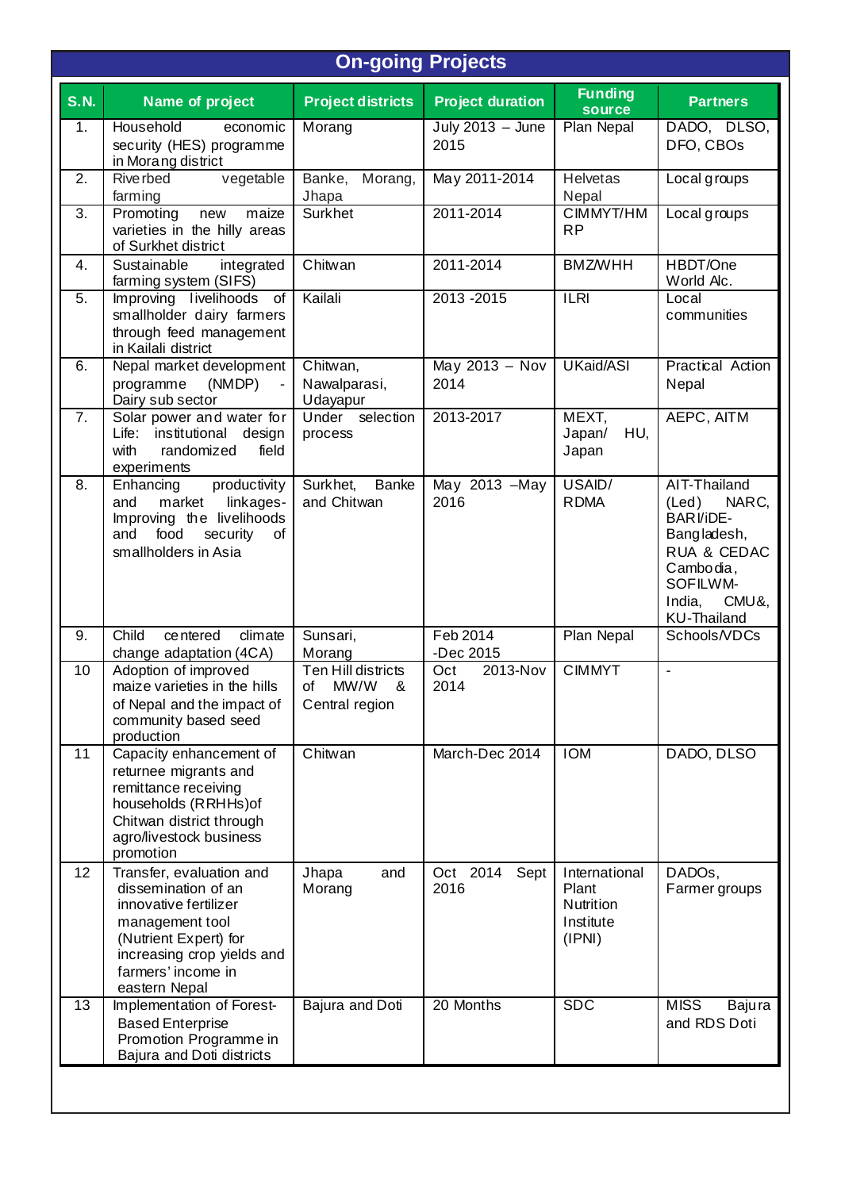## On-going Projects

| S.N. | Name of project | Project districts | Project duration | Funding source | Partners |
|---|---|---|---|---|---|
| 1. | Household economic security (HES) programme in Morang district | Morang | July 2013 – June 2015 | Plan Nepal | DADO, DLSO, DFO, CBOs |
| 2. | Riverbed vegetable farming | Banke, Morang, Jhapa | May 2011-2014 | Helvetas Nepal | Local groups |
| 3. | Promoting new maize varieties in the hilly areas of Surkhet district | Surkhet | 2011-2014 | CIMMYT/HMRP | Local groups |
| 4. | Sustainable integrated farming system (SIFS) | Chitwan | 2011-2014 | BMZ/WHH | HBDT/One World Alc. |
| 5. | Improving livelihoods of smallholder dairy farmers through feed management in Kailali district | Kailali | 2013 -2015 | ILRI | Local communities |
| 6. | Nepal market development programme (NMDP) - Dairy sub sector | Chitwan, Nawalparasi, Udayapur | May 2013 – Nov 2014 | UKaid/ASI | Practical Action Nepal |
| 7. | Solar power and water for Life: institutional design with randomized field experiments | Under selection process | 2013-2017 | MEXT, Japan/ HU, Japan | AEPC, AITM |
| 8. | Enhancing productivity and market linkages-Improving the livelihoods and food security of smallholders in Asia | Surkhet, Banke and Chitwan | May 2013 –May 2016 | USAID/ RDMA | AIT-Thailand (Led) NARC, BARI/iDE-Bangladesh, RUA & CEDAC Cambodia, SOFILWM-India, CMU&, KU-Thailand |
| 9. | Child centered climate change adaptation (4CA) | Sunsari, Morang | Feb 2014 -Dec 2015 | Plan Nepal | Schools/VDCs |
| 10 | Adoption of improved maize varieties in the hills of Nepal and the impact of community based seed production | Ten Hill districts of MW/W & Central region | Oct 2013-Nov 2014 | CIMMYT | - |
| 11 | Capacity enhancement of returnee migrants and remittance receiving households (RRHHs)of Chitwan district through agro/livestock business promotion | Chitwan | March-Dec 2014 | IOM | DADO, DLSO |
| 12 | Transfer, evaluation and dissemination of an innovative fertilizer management tool (Nutrient Expert) for increasing crop yields and farmers' income in eastern Nepal | Jhapa and Morang | Oct 2014 Sept 2016 | International Plant Nutrition Institute (IPNI) | DADOs, Farmer groups |
| 13 | Implementation of Forest-Based Enterprise Promotion Programme in Bajura and Doti districts | Bajura and Doti | 20 Months | SDC | MISS Bajura and RDS Doti |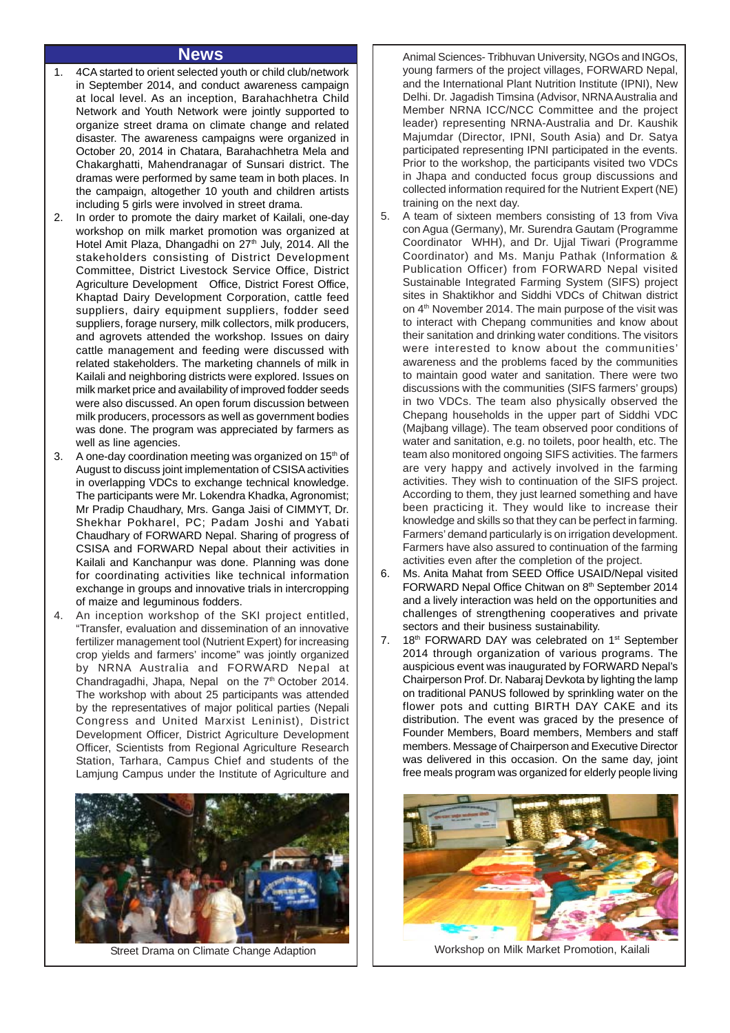## News

1. 4CA started to orient selected youth or child club/network in September 2014, and conduct awareness campaign at local level. As an inception, Barahachhetra Child Network and Youth Network were jointly supported to organize street drama on climate change and related disaster. The awareness campaigns were organized in October 20, 2014 in Chatara, Barahachhetra Mela and Chakarghatti, Mahendranagar of Sunsari district. The dramas were performed by same team in both places. In the campaign, altogether 10 youth and children artists including 5 girls were involved in street drama.

2. In order to promote the dairy market of Kailali, one-day workshop on milk market promotion was organized at Hotel Amit Plaza, Dhangadhi on 27th July, 2014. All the stakeholders consisting of District Development Committee, District Livestock Service Office, District Agriculture Development Office, District Forest Office, Khaptad Dairy Development Corporation, cattle feed suppliers, dairy equipment suppliers, fodder seed suppliers, forage nursery, milk collectors, milk producers, and agrovets attended the workshop. Issues on dairy cattle management and feeding were discussed with related stakeholders. The marketing channels of milk in Kailali and neighboring districts were explored. Issues on milk market price and availability of improved fodder seeds were also discussed. An open forum discussion between milk producers, processors as well as government bodies was done. The program was appreciated by farmers as well as line agencies.

3. A one-day coordination meeting was organized on 15th of August to discuss joint implementation of CSISA activities in overlapping VDCs to exchange technical knowledge. The participants were Mr. Lokendra Khadka, Agronomist; Mr Pradip Chaudhary, Mrs. Ganga Jaisi of CIMMYT, Dr. Shekhar Pokharel, PC; Padam Joshi and Yabati Chaudhary of FORWARD Nepal. Sharing of progress of CSISA and FORWARD Nepal about their activities in Kailali and Kanchanpur was done. Planning was done for coordinating activities like technical information exchange in groups and innovative trials in intercropping of maize and leguminous fodders.

4. An inception workshop of the SKI project entitled, "Transfer, evaluation and dissemination of an innovative fertilizer management tool (Nutrient Expert) for increasing crop yields and farmers' income" was jointly organized by NRNA Australia and FORWARD Nepal at Chandragadhi, Jhapa, Nepal on the 7th October 2014. The workshop with about 25 participants was attended by the representatives of major political parties (Nepali Congress and United Marxist Leninist), District Development Officer, District Agriculture Development Officer, Scientists from Regional Agriculture Research Station, Tarhara, Campus Chief and students of the Lamjung Campus under the Institute of Agriculture and Animal Sciences- Tribhuvan University, NGOs and INGOs, young farmers of the project villages, FORWARD Nepal, and the International Plant Nutrition Institute (IPNI), New Delhi. Dr. Jagadish Timsina (Advisor, NRNA Australia and Member NRNA ICC/NCC Committee and the project leader) representing NRNA-Australia and Dr. Kaushik Majumdar (Director, IPNI, South Asia) and Dr. Satya participated representing IPNI participated in the events. Prior to the workshop, the participants visited two VDCs in Jhapa and conducted focus group discussions and collected information required for the Nutrient Expert (NE) training on the next day.

Street Drama on Climate Change Adaption

5. A team of sixteen members consisting of 13 from Viva con Agua (Germany), Mr. Surendra Gautam (Programme Coordinator WHH), and Dr. Ujjal Tiwari (Programme Coordinator) and Ms. Manju Pathak (Information & Publication Officer) from FORWARD Nepal visited Sustainable Integrated Farming System (SIFS) project sites in Shaktikhor and Siddhi VDCs of Chitwan district on 4th November 2014. The main purpose of the visit was to interact with Chepang communities and know about their sanitation and drinking water conditions. The visitors were interested to know about the communities' awareness and the problems faced by the communities to maintain good water and sanitation. There were two discussions with the communities (SIFS farmers' groups) in two VDCs. The team also physically observed the Chepang households in the upper part of Siddhi VDC (Majbang village). The team observed poor conditions of water and sanitation, e.g. no toilets, poor health, etc. The team also monitored ongoing SIFS activities. The farmers are very happy and actively involved in the farming activities. They wish to continuation of the SIFS project. According to them, they just learned something and have been practicing it. They would like to increase their knowledge and skills so that they can be perfect in farming. Farmers' demand particularly is on irrigation development. Farmers have also assured to continuation of the farming activities even after the completion of the project.

6. Ms. Anita Mahat from SEED Office USAID/Nepal visited FORWARD Nepal Office Chitwan on 8th September 2014 and a lively interaction was held on the opportunities and challenges of strengthening cooperatives and private sectors and their business sustainability.

7. 18th FORWARD DAY was celebrated on 1st September 2014 through organization of various programs. The auspicious event was inaugurated by FORWARD Nepal's Chairperson Prof. Dr. Nabaraj Devkota by lighting the lamp on traditional PANUS followed by sprinkling water on the flower pots and cutting BIRTH DAY CAKE and its distribution. The event was graced by the presence of Founder Members, Board members, Members and staff members. Message of Chairperson and Executive Director was delivered in this occasion. On the same day, joint free meals program was organized for elderly people living

Workshop on Milk Market Promotion, Kailali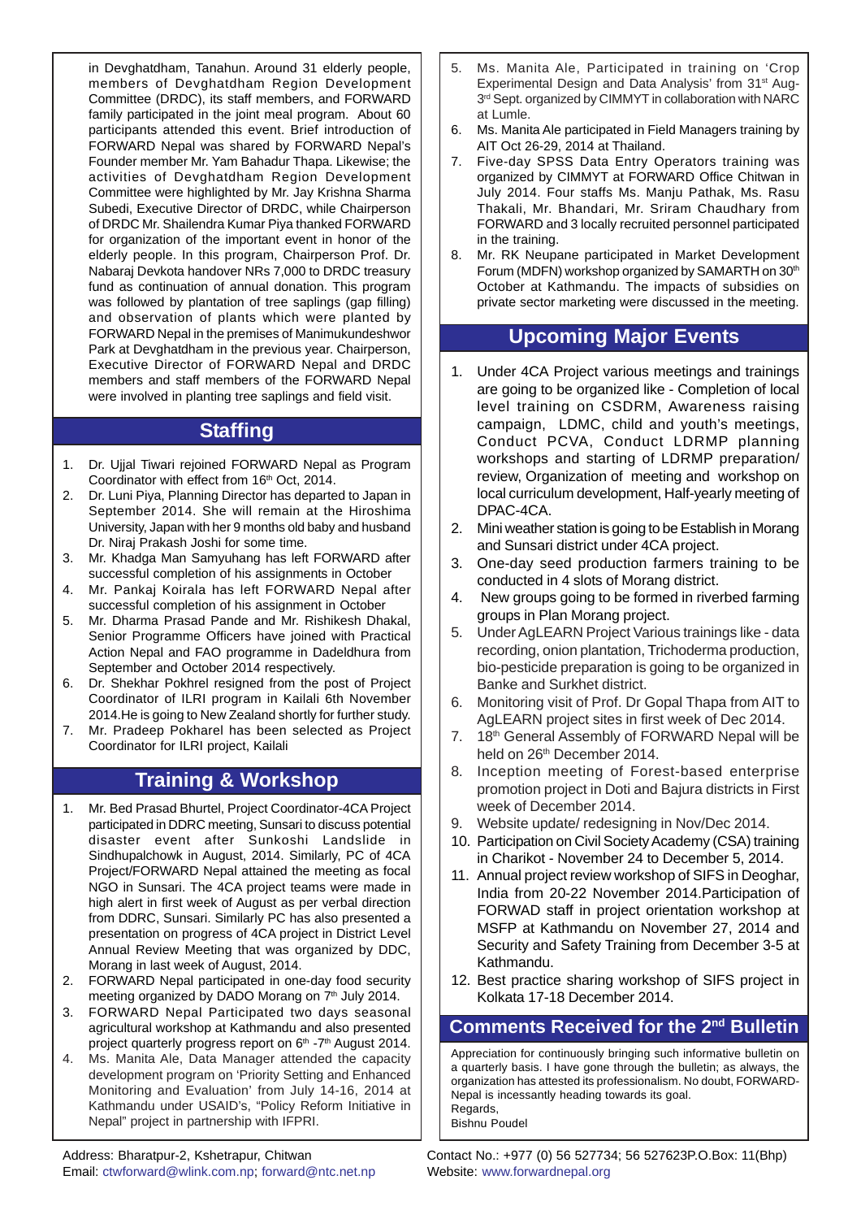in Devghatdham, Tanahun. Around 31 elderly people, members of Devghatdham Region Development Committee (DRDC), its staff members, and FORWARD family participated in the joint meal program. About 60 participants attended this event. Brief introduction of FORWARD Nepal was shared by FORWARD Nepal's Founder member Mr. Yam Bahadur Thapa. Likewise; the activities of Devghatdham Region Development Committee were highlighted by Mr. Jay Krishna Sharma Subedi, Executive Director of DRDC, while Chairperson of DRDC Mr. Shailendra Kumar Piya thanked FORWARD for organization of the important event in honor of the elderly people. In this program, Chairperson Prof. Dr. Nabaraj Devkota handover NRs 7,000 to DRDC treasury fund as continuation of annual donation. This program was followed by plantation of tree saplings (gap filling) and observation of plants which were planted by FORWARD Nepal in the premises of Manimukundeshwor Park at Devghatdham in the previous year. Chairperson, Executive Director of FORWARD Nepal and DRDC members and staff members of the FORWARD Nepal were involved in planting tree saplings and field visit.

## Staffing

1. Dr. Ujjal Tiwari rejoined FORWARD Nepal as Program Coordinator with effect from 16th Oct, 2014.
2. Dr. Luni Piya, Planning Director has departed to Japan in September 2014. She will remain at the Hiroshima University, Japan with her 9 months old baby and husband Dr. Niraj Prakash Joshi for some time.
3. Mr. Khadga Man Samyuhang has left FORWARD after successful completion of his assignments in October
4. Mr. Pankaj Koirala has left FORWARD Nepal after successful completion of his assignment in October
5. Mr. Dharma Prasad Pande and Mr. Rishikesh Dhakal, Senior Programme Officers have joined with Practical Action Nepal and FAO programme in Dadeldhura from September and October 2014 respectively.
6. Dr. Shekhar Pokhrel resigned from the post of Project Coordinator of ILRI program in Kailali 6th November 2014.He is going to New Zealand shortly for further study.
7. Mr. Pradeep Pokharel has been selected as Project Coordinator for ILRI project, Kailali

## Training & Workshop

1. Mr. Bed Prasad Bhurtel, Project Coordinator-4CA Project participated in DDRC meeting, Sunsari to discuss potential disaster event after Sunkoshi Landslide in Sindhupalchowk in August, 2014. Similarly, PC of 4CA Project/FORWARD Nepal attained the meeting as focal NGO in Sunsari. The 4CA project teams were made in high alert in first week of August as per verbal direction from DDRC, Sunsari. Similarly PC has also presented a presentation on progress of 4CA project in District Level Annual Review Meeting that was organized by DDC, Morang in last week of August, 2014.
2. FORWARD Nepal participated in one-day food security meeting organized by DADO Morang on 7th July 2014.
3. FORWARD Nepal Participated two days seasonal agricultural workshop at Kathmandu and also presented project quarterly progress report on 6th -7th August 2014.
4. Ms. Manita Ale, Data Manager attended the capacity development program on 'Priority Setting and Enhanced Monitoring and Evaluation' from July 14-16, 2014 at Kathmandu under USAID's, "Policy Reform Initiative in Nepal" project in partnership with IFPRI.
5. Ms. Manita Ale, Participated in training on 'Crop Experimental Design and Data Analysis' from 31st Aug-3rd Sept. organized by CIMMYT in collaboration with NARC at Lumle.
6. Ms. Manita Ale participated in Field Managers training by AIT Oct 26-29, 2014 at Thailand.
7. Five-day SPSS Data Entry Operators training was organized by CIMMYT at FORWARD Office Chitwan in July 2014. Four staffs Ms. Manju Pathak, Ms. Rasu Thakali, Mr. Bhandari, Mr. Sriram Chaudhary from FORWARD and 3 locally recruited personnel participated in the training.
8. Mr. RK Neupane participated in Market Development Forum (MDFN) workshop organized by SAMARTH on 30th October at Kathmandu. The impacts of subsidies on private sector marketing were discussed in the meeting.

## Upcoming Major Events

1. Under 4CA Project various meetings and trainings are going to be organized like - Completion of local level training on CSDRM, Awareness raising campaign, LDMC, child and youth's meetings, Conduct PCVA, Conduct LDRMP planning workshops and starting of LDRMP preparation/review, Organization of meeting and workshop on local curriculum development, Half-yearly meeting of DPAC-4CA.
2. Mini weather station is going to be Establish in Morang and Sunsari district under 4CA project.
3. One-day seed production farmers training to be conducted in 4 slots of Morang district.
4. New groups going to be formed in riverbed farming groups in Plan Morang project.
5. Under AgLEARN Project Various trainings like - data recording, onion plantation, Trichoderma production, bio-pesticide preparation is going to be organized in Banke and Surkhet district.
6. Monitoring visit of Prof. Dr Gopal Thapa from AIT to AgLEARN project sites in first week of Dec 2014.
7. 18th General Assembly of FORWARD Nepal will be held on 26th December 2014.
8. Inception meeting of Forest-based enterprise promotion project in Doti and Bajura districts in First week of December 2014.
9. Website update/ redesigning in Nov/Dec 2014.
10. Participation on Civil Society Academy (CSA) training in Charikot - November 24 to December 5, 2014.
11. Annual project review workshop of SIFS in Deoghar, India from 20-22 November 2014.Participation of FORWAD staff in project orientation workshop at MSFP at Kathmandu on November 27, 2014 and Security and Safety Training from December 3-5 at Kathmandu.
12. Best practice sharing workshop of SIFS project in Kolkata 17-18 December 2014.

## Comments Received for the 2nd Bulletin

Appreciation for continuously bringing such informative bulletin on a quarterly basis. I have gone through the bulletin; as always, the organization has attested its professionalism. No doubt, FORWARD-Nepal is incessantly heading towards its goal.
Regards,
Bishnu Poudel

Address: Bharatpur-2, Kshetrapur, Chitwan
Email: ctwforward@wlink.com.np; forward@ntc.net.np

Contact No.: +977 (0) 56 527734; 56 527623P.O.Box: 11(Bhp)
Website: www.forwardnepal.org